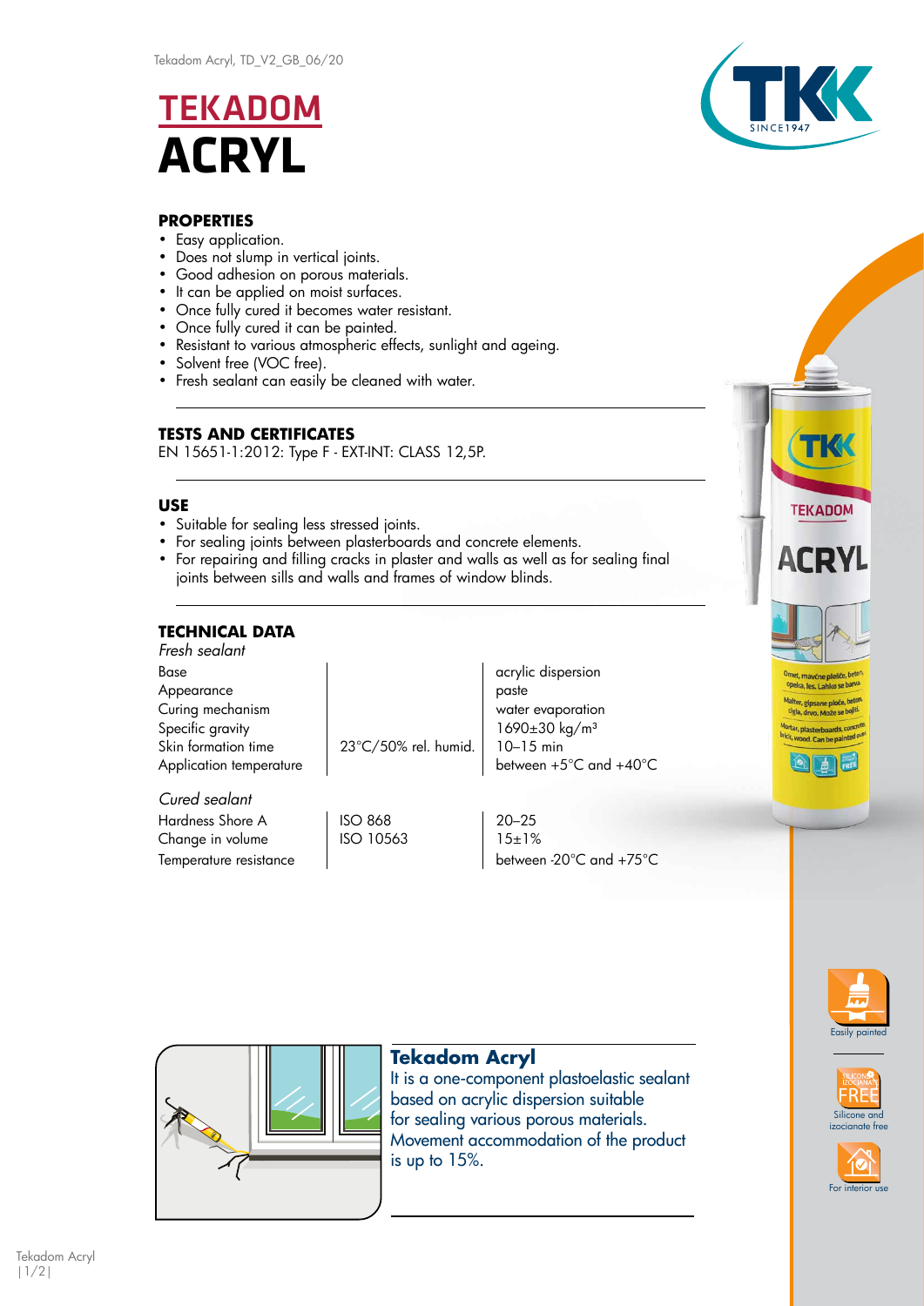# TEKADOM ACRYL

## PROPERTIES

- Easy application.
- Does not slump in vertical joints.
- Good adhesion on porous materials.
- It can be applied on moist surfaces.
- Once fully cured it becomes water resistant.
- Once fully cured it can be painted.
- Resistant to various atmospheric effects, sunlight and ageing.
- Solvent free (VOC free).
- Fresh sealant can easily be cleaned with water.

## TESTS AND CERTIFICATES

EN 15651-1:2012: Type F - EXT-INT: CLASS 12,5P.

## USE

- Suitable for sealing less stressed joints.
- For sealing joints between plasterboards and concrete elements.
- For repairing and filling cracks in plaster and walls as well as for sealing final joints between sills and walls and frames of window blinds.

## TECHNICAL DATA

| *Fresh sealant* | | |
|---|---|---|
| Base | | acrylic dispersion |
| Appearance | | paste |
| Curing mechanism | | water evaporation |
| Specific gravity | | 1690±30 kg/m³ |
| Skin formation time | 23°C/50% rel. humid. | 10–15 min |
| Application temperature | | between +5°C and +40°C |
| *Cured sealant* | | |
| Hardness Shore A | ISO 868 | 20–25 |
| Change in volume | ISO 10563 | 15±1% |
| Temperature resistance | | between -20°C and +75°C |

### Tekadom Acryl

It is a one-component plastoelastic sealant based on acrylic dispersion suitable for sealing various porous materials. Movement accommodation of the product is up to 15%.

Easily painted

Silicone and izocianate free

For interior use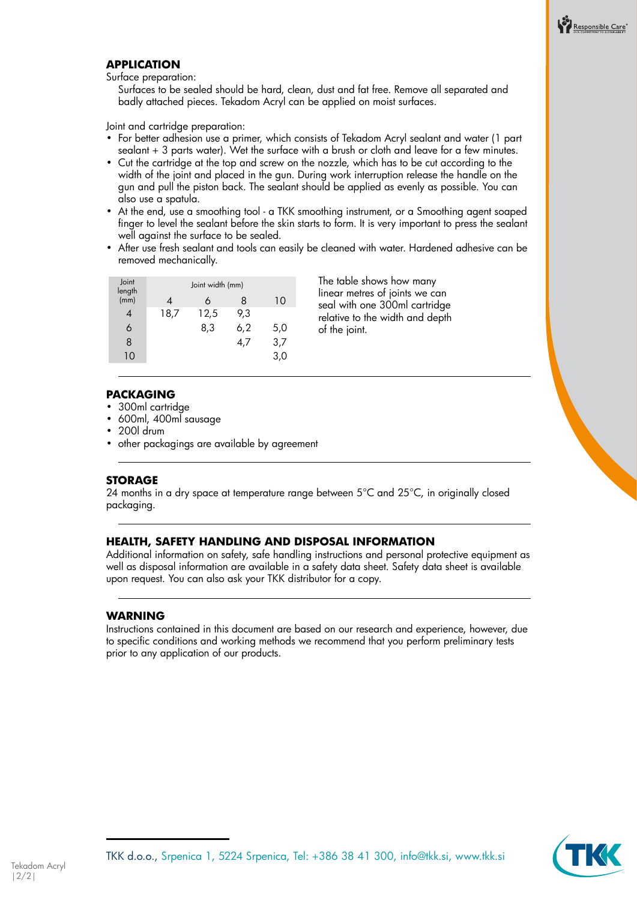## APPLICATION

Surface preparation:

Surfaces to be sealed should be hard, clean, dust and fat free. Remove all separated and badly attached pieces. Tekadom Acryl can be applied on moist surfaces.

Joint and cartridge preparation:

- For better adhesion use a primer, which consists of Tekadom Acryl sealant and water (1 part sealant + 3 parts water). Wet the surface with a brush or cloth and leave for a few minutes.
- Cut the cartridge at the top and screw on the nozzle, which has to be cut according to the width of the joint and placed in the gun. During work interruption release the handle on the gun and pull the piston back. The sealant should be applied as evenly as possible. You can also use a spatula.
- At the end, use a smoothing tool - a TKK smoothing instrument, or a Smoothing agent soaped finger to level the sealant before the skin starts to form. It is very important to press the sealant well against the surface to be sealed.
- After use fresh sealant and tools can easily be cleaned with water. Hardened adhesive can be removed mechanically.

| Joint length (mm) | Joint width (mm) | | | |
|---|---|---|---|---|
| | 4 | 6 | 8 | 10 |
| 4 | 18,7 | 12,5 | 9,3 | |
| 6 | | 8,3 | 6,2 | 5,0 |
| 8 | | | 4,7 | 3,7 |
| 10 | | | | 3,0 |

The table shows how many linear metres of joints we can seal with one 300ml cartridge relative to the width and depth of the joint.

## PACKAGING

- 300ml cartridge
- 600ml, 400ml sausage
- 200l drum
- other packagings are available by agreement

## STORAGE

24 months in a dry space at temperature range between 5°C and 25°C, in originally closed packaging.

## HEALTH, SAFETY HANDLING AND DISPOSAL INFORMATION

Additional information on safety, safe handling instructions and personal protective equipment as well as disposal information are available in a safety data sheet. Safety data sheet is available upon request. You can also ask your TKK distributor for a copy.

## WARNING

Instructions contained in this document are based on our research and experience, however, due to specific conditions and working methods we recommend that you perform preliminary tests prior to any application of our products.

TKK d.o.o., Srpenica 1, 5224 Srpenica, Tel: +386 38 41 300, info@tkk.si, www.tkk.si